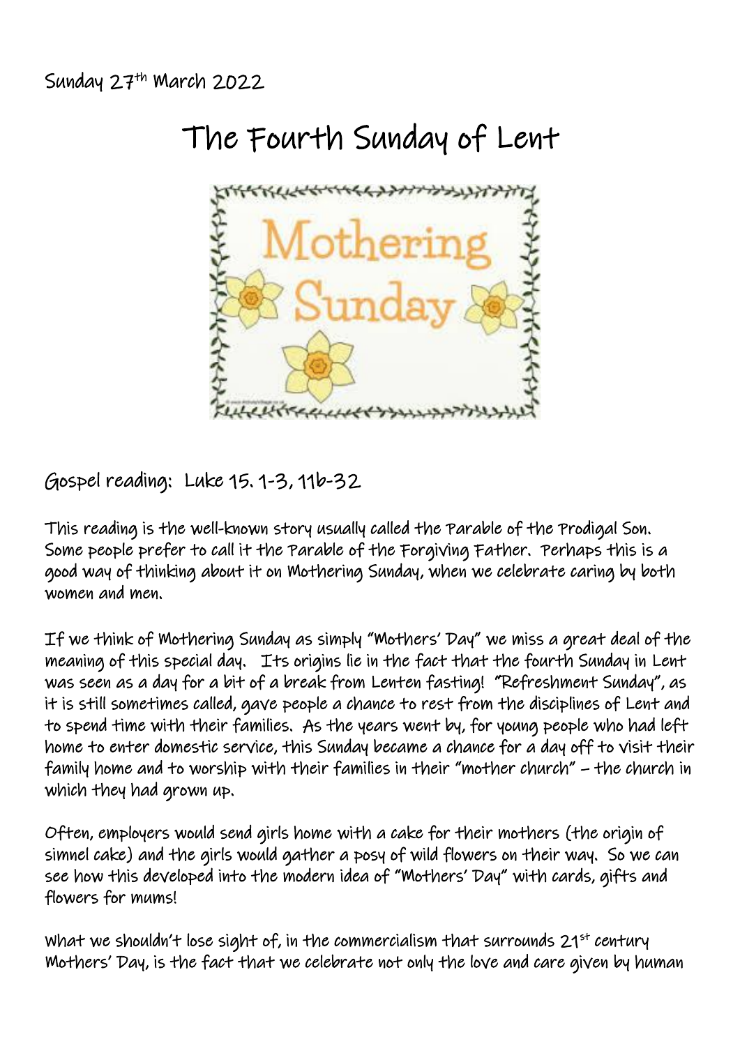Sunday 27th March 2022

# The Fourth Sunday of Lent

Gospel reading: Luke 15. 1-3, 11b-32

This reading is the well-known story usually called the Parable of the Prodigal Son. Some people prefer to call it the Parable of the Forgiving Father. Perhaps this is a good way of thinking about it on Mothering Sunday, when we celebrate caring by both women and men.

If we think of Mothering Sunday as simply "Mothers' Day" we miss a great deal of the meaning of this special day. Its origins lie in the fact that the fourth Sunday in Lent was seen as a day for a bit of a break from Lenten fasting! "Refreshment Sunday", as it is still sometimes called, gave people a chance to rest from the disciplines of Lent and to spend time with their families. As the years went by, for young people who had left home to enter domestic service, this Sunday became a chance for a day off to visit their family home and to worship with their families in their "mother church" – the church in which they had grown up.

Often, employers would send girls home with a cake for their mothers (the origin of simnel cake) and the girls would gather a posy of wild flowers on their way. So we can see how this developed into the modern idea of "Mothers' Day" with cards, gifts and flowers for mums!

What we shouldn't lose sight of, in the commercialism that surrounds 21st century Mothers' Day, is the fact that we celebrate not only the love and care given by human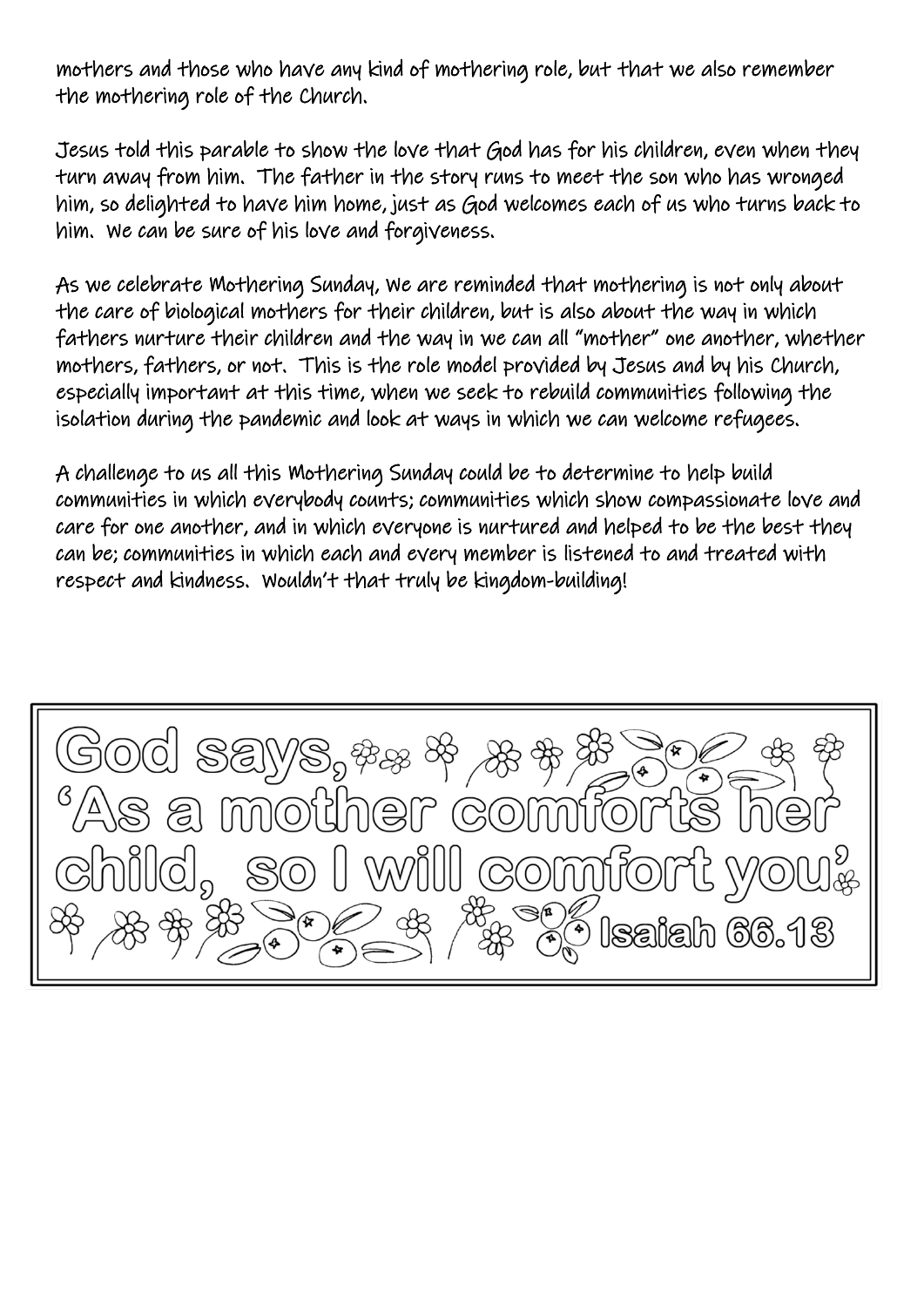mothers and those who have any kind of mothering role, but that we also remember the mothering role of the Church.

Jesus told this parable to show the love that God has for his children, even when they turn away from him. The father in the story runs to meet the son who has wronged him, so delighted to have him home, just as God welcomes each of us who turns back to him. We can be sure of his love and forgiveness.

As we celebrate Mothering Sunday, we are reminded that mothering is not only about the care of biological mothers for their children, but is also about the way in which fathers nurture their children and the way in we can all "mother" one another, whether mothers, fathers, or not. This is the role model provided by Jesus and by his Church, especially important at this time, when we seek to rebuild communities following the isolation during the pandemic and look at ways in which we can welcome refugees.

A challenge to us all this Mothering Sunday could be to determine to help build communities in which everybody counts; communities which show compassionate love and care for one another, and in which everyone is nurtured and helped to be the best they can be; communities in which each and every member is listened to and treated with respect and kindness. Wouldn't that truly be kingdom-building!

God says, 'As a mother comforts her child, so I will comfort you' Isaiah 66.13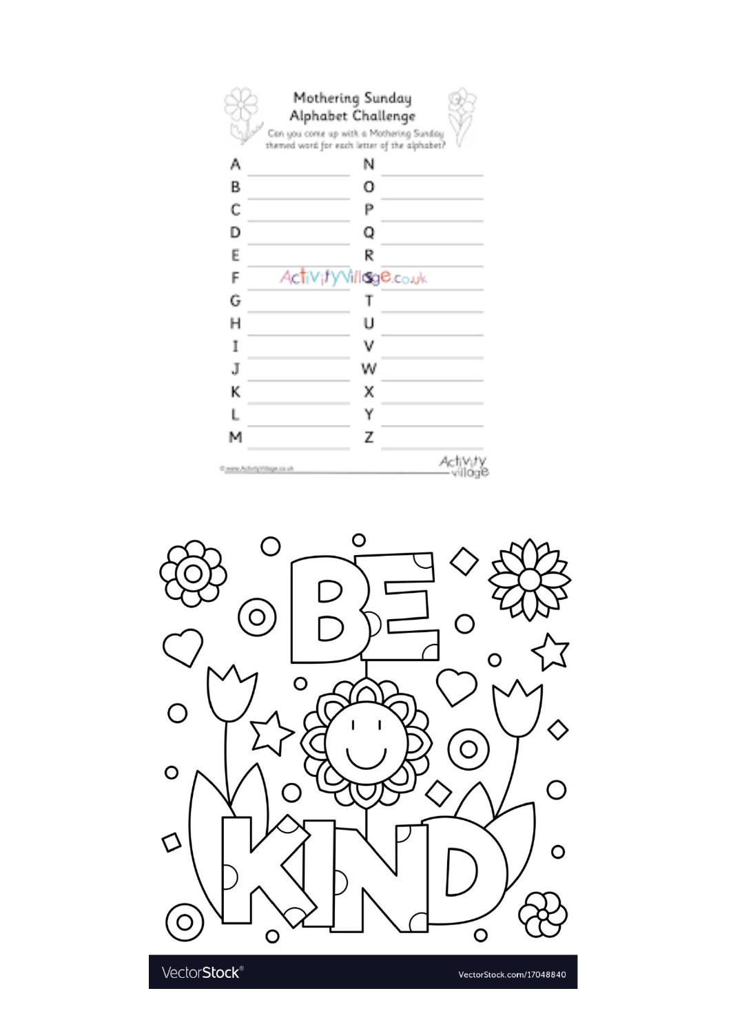# Mothering Sunday Alphabet Challenge

Can you come up with a Mothering Sunday themed word for each letter of the alphabet?

| | | | |
|---|---|---|---|
| A | ______ | N | ______ |
| B | ______ | O | ______ |
| C | ______ | P | ______ |
| D | ______ | Q | ______ |
| E | ______ | R | ______ |
| F | ______ | S | ______ |
| G | ______ | T | ______ |
| H | ______ | U | ______ |
| I | ______ | V | ______ |
| J | ______ | W | ______ |
| K | ______ | X | ______ |
| L | ______ | Y | ______ |
| M | ______ | Z | ______ |

© www.ActivityVillage.co.uk

Activity Village

BE KIND

VectorStock® VectorStock.com/17048840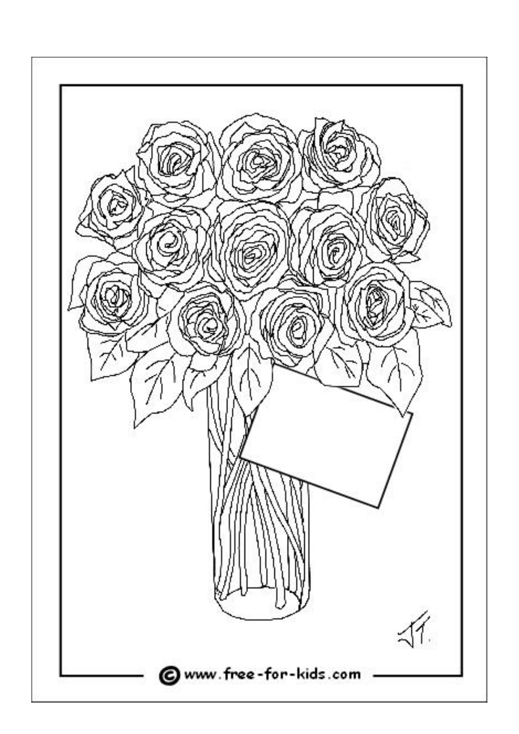JT.

© www.free-for-kids.com